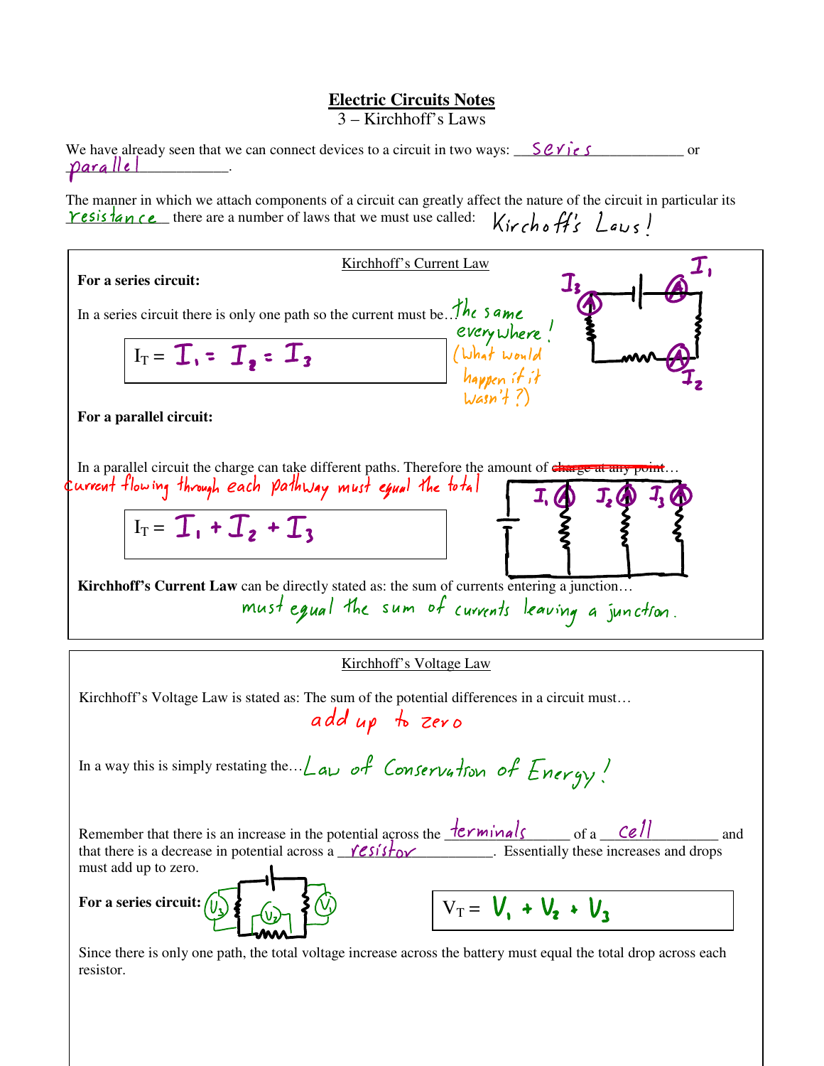# Electric Circuits Notes

## 3 – Kirchhoff's Laws

We have already seen that we can connect devices to a circuit in two ways: series or parallel.

The manner in which we attach components of a circuit can greatly affect the nature of the circuit in particular its resistance there are a number of laws that we must use called: Kirchoff's Laws!

---

### Kirchhoff's Current Law

**For a series circuit:**

In a series circuit there is only one path so the current must be… the same everywhere! (What would happen if it wasn't?)

$$I_T = I_1 = I_2 = I_3$$

**For a parallel circuit:**

In a parallel circuit the charge can take different paths. Therefore the amount of ~~charge at any point~~… current flowing through each pathway must equal the total

$$I_T = I_1 + I_2 + I_3$$

**Kirchhoff's Current Law** can be directly stated as: the sum of currents entering a junction… must equal the sum of currents leaving a junction.

---

### Kirchhoff's Voltage Law

Kirchhoff's Voltage Law is stated as: The sum of the potential differences in a circuit must… add up to zero

In a way this is simply restating the… Law of Conservation of Energy!

Remember that there is an increase in the potential across the terminals of a cell and that there is a decrease in potential across a resistor. Essentially these increases and drops must add up to zero.

**For a series circuit:**

$$V_T = V_1 + V_2 + V_3$$

Since there is only one path, the total voltage increase across the battery must equal the total drop across each resistor.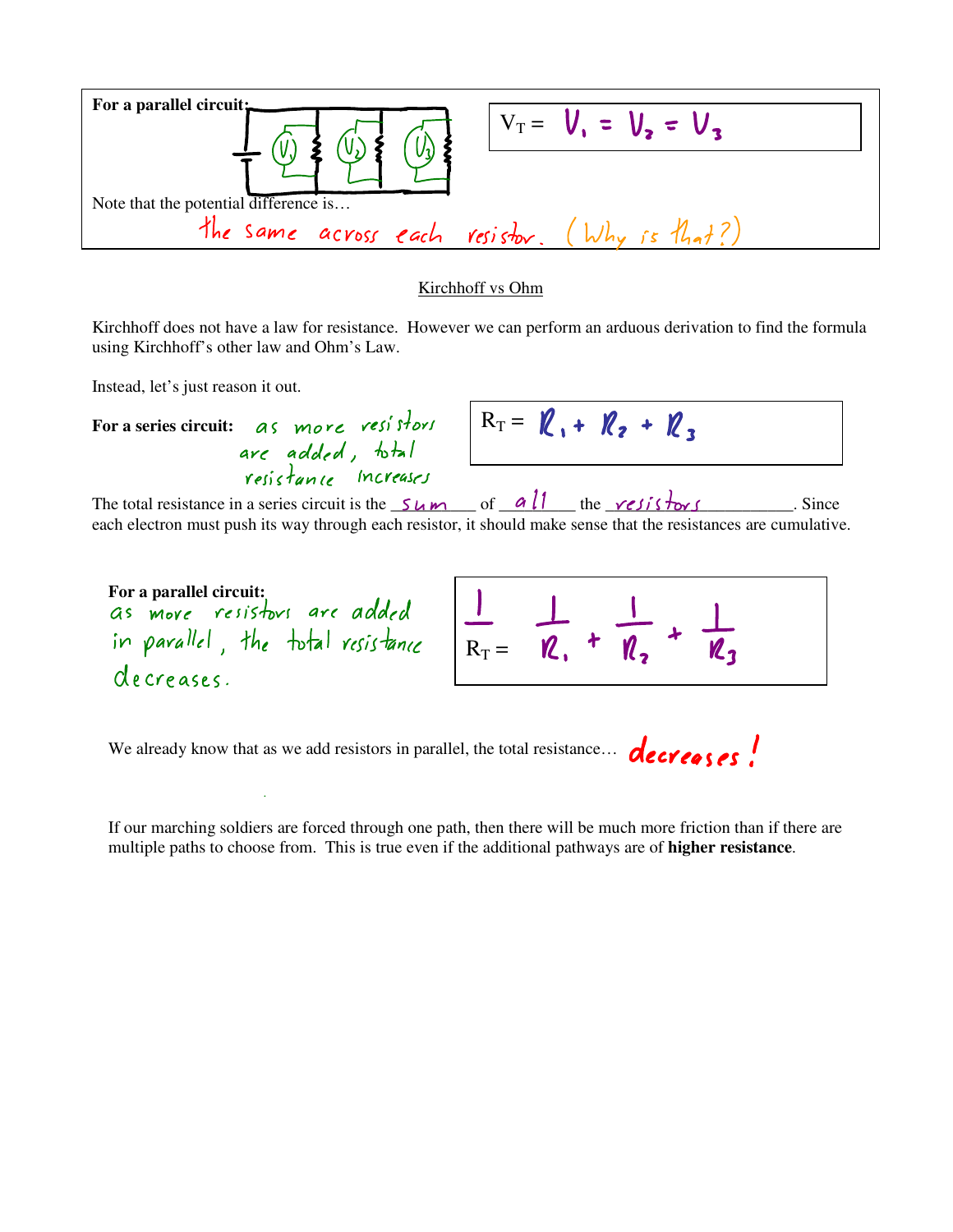**For a parallel circuit:**

$V_T = V_1 = V_2 = V_3$

Note that the potential difference is…

the same across each resistor. (Why is that?)

## Kirchhoff vs Ohm

Kirchhoff does not have a law for resistance. However we can perform an arduous derivation to find the formula using Kirchhoff's other law and Ohm's Law.

Instead, let's just reason it out.

**For a series circuit:** as more resistors are added, total resistance increases

$R_T = R_1 + R_2 + R_3$

The total resistance in a series circuit is the sum of all the resistors. Since each electron must push its way through each resistor, it should make sense that the resistances are cumulative.

**For a parallel circuit:** as more resistors are added in parallel, the total resistance decreases.

$$\frac{1}{R_T} = \frac{1}{R_1} + \frac{1}{R_2} + \frac{1}{R_3}$$

We already know that as we add resistors in parallel, the total resistance… decreases!

If our marching soldiers are forced through one path, then there will be much more friction than if there are multiple paths to choose from. This is true even if the additional pathways are of **higher resistance**.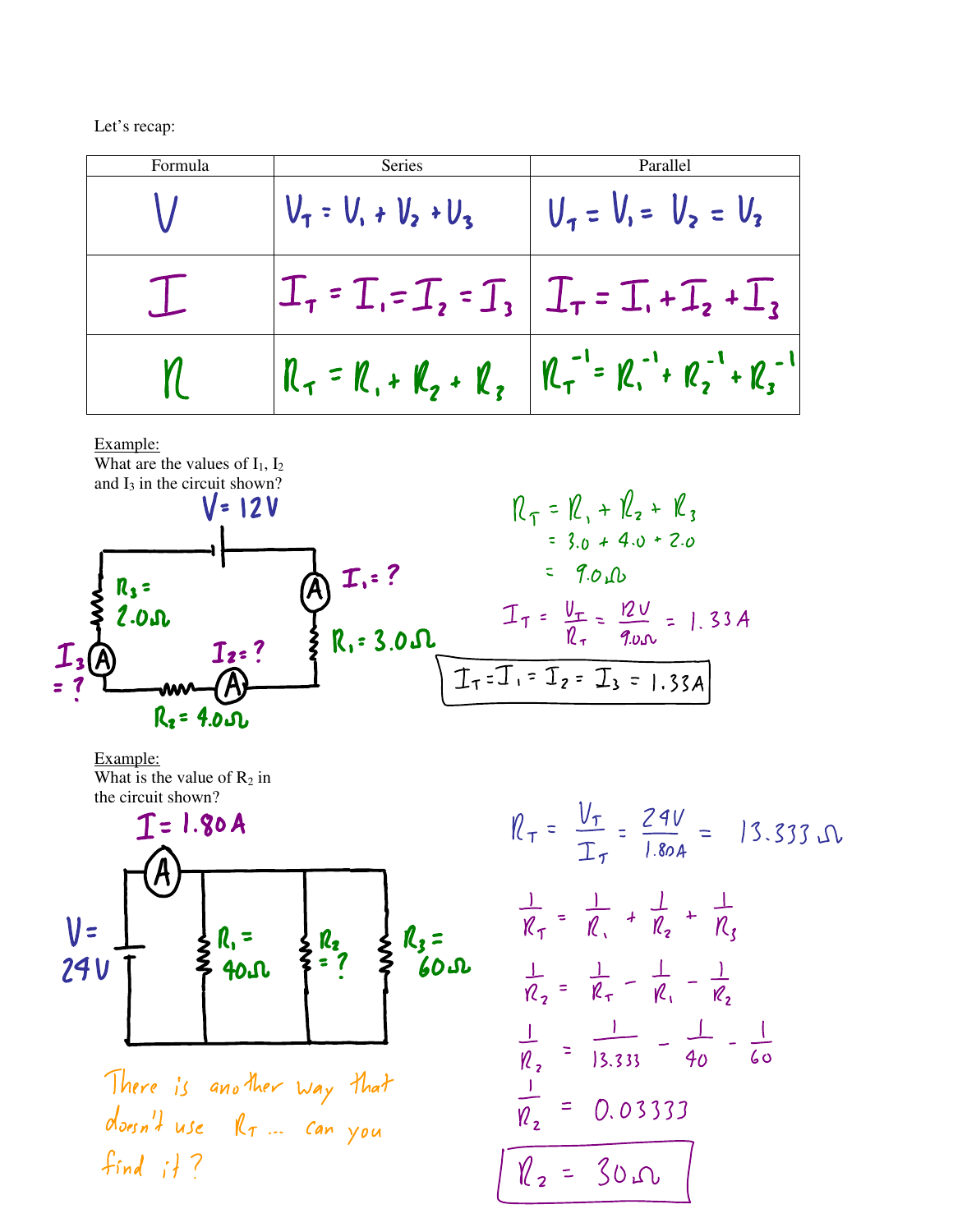Let's recap:

| Formula | Series | Parallel |
|---|---|---|
| $V$ | $V_T = V_1 + V_2 + V_3$ | $V_T = V_1 = V_2 = V_3$ |
| $I$ | $I_T = I_1 = I_2 = I_3$ | $I_T = I_1 + I_2 + I_3$ |
| $R$ | $R_T = R_1 + R_2 + R_3$ | $R_T^{-1} = R_1^{-1} + R_2^{-1} + R_3^{-1}$ |

Example:
What are the values of $I_1$, $I_2$ and $I_3$ in the circuit shown?

$V = 12V$

$R_3 = 2.0\Omega$

$I_1 = ?$

$R_1 = 3.0\Omega$

$I_3 = ?$

$I_2 = ?$

$R_2 = 4.0\Omega$

$$R_T = R_1 + R_2 + R_3$$
$$= 3.0 + 4.0 + 2.0$$
$$= 9.0\Omega$$

$$I_T = \frac{V_T}{R_T} = \frac{12V}{9.0\Omega} = 1.33A$$

$$\boxed{I_T = I_1 = I_2 = I_3 = 1.33A}$$

Example:
What is the value of $R_2$ in the circuit shown?

$I = 1.80A$

$V = 24V$

$R_1 = 40\Omega$

$R_2 = ?$

$R_3 = 60\Omega$

There is another way that doesn't use $R_T$ ... can you find it?

$$R_T = \frac{V_T}{I_T} = \frac{24V}{1.80A} = 13.333\Omega$$

$$\frac{1}{R_T} = \frac{1}{R_1} + \frac{1}{R_2} + \frac{1}{R_3}$$

$$\frac{1}{R_2} = \frac{1}{R_T} - \frac{1}{R_1} - \frac{1}{R_2}$$

$$\frac{1}{R_2} = \frac{1}{13.333} - \frac{1}{40} - \frac{1}{60}$$

$$\frac{1}{R_2} = 0.03333$$

$$\boxed{R_2 = 30\Omega}$$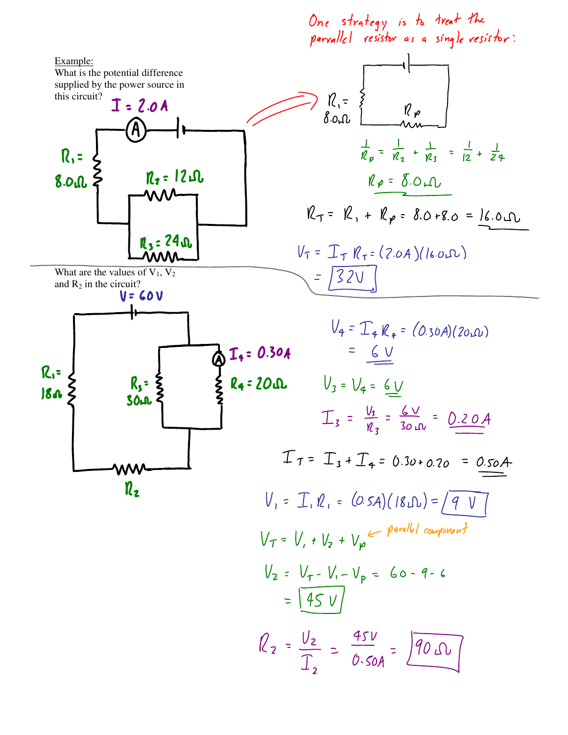Example:
What is the potential difference supplied by the power source in this circuit?

$I = 2.0\,A$

$R_1 = 8.0\,\Omega$

$R_2 = 12\,\Omega$

$R_3 = 24\,\Omega$

One strategy is to treat the parrallel resistor as a single resistor:

$R_1 = 8.0\,\Omega$

$R_p$

$$\frac{1}{R_p} = \frac{1}{R_2} + \frac{1}{R_3} = \frac{1}{12} + \frac{1}{24}$$

$$R_p = 8.0\,\Omega$$

$$R_T = R_1 + R_p = 8.0 + 8.0 = 16.0\,\Omega$$

$$V_T = I_T R_T = (2.0A)(16.0\Omega)$$

$$= \boxed{32V}$$

---

What are the values of $V_1$, $V_2$ and $R_2$ in the circuit?

$V = 60V$

$R_1 = 18\,\Omega$

$R_3 = 30\,\Omega$

$I_4 = 0.30A$

$R_4 = 20\,\Omega$

$R_2$

$$V_4 = I_4 R_4 = (0.30A)(20\Omega) = 6\,V$$

$$V_3 = V_4 = 6\,V$$

$$I_3 = \frac{V_3}{R_3} = \frac{6\,V}{30\,\Omega} = 0.20\,A$$

$$I_T = I_3 + I_4 = 0.30 + 0.20 = 0.50A$$

$$V_1 = I_1 R_1 = (0.5A)(18\Omega) = \boxed{9\,V}$$

$$V_T = V_1 + V_2 + V_p$$ ← parallel component

$$V_2 = V_T - V_1 - V_p = 60 - 9 - 6$$

$$= \boxed{45\,V}$$

$$R_2 = \frac{V_2}{I_2} = \frac{45V}{0.50A} = \boxed{90\,\Omega}$$